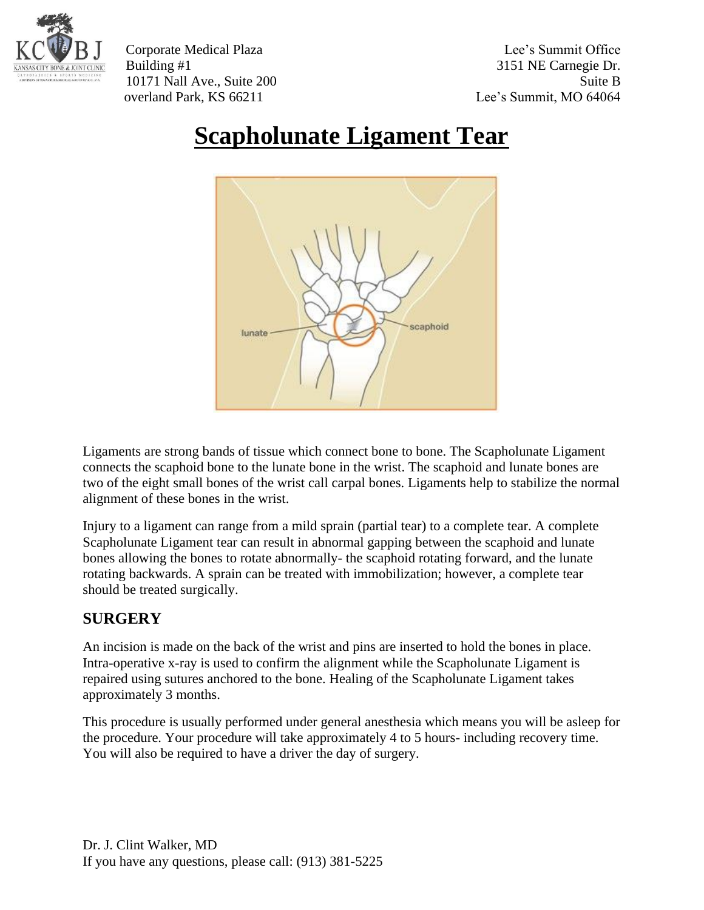Corporate Medical Plaza
Building #1
10171 Nall Ave., Suite 200
overland Park, KS 66211

Lee's Summit Office
3151 NE Carnegie Dr.
Suite B
Lee's Summit, MO 64064

# Scapholunate Ligament Tear

Ligaments are strong bands of tissue which connect bone to bone. The Scapholunate Ligament connects the scaphoid bone to the lunate bone in the wrist. The scaphoid and lunate bones are two of the eight small bones of the wrist call carpal bones. Ligaments help to stabilize the normal alignment of these bones in the wrist.

Injury to a ligament can range from a mild sprain (partial tear) to a complete tear. A complete Scapholunate Ligament tear can result in abnormal gapping between the scaphoid and lunate bones allowing the bones to rotate abnormally- the scaphoid rotating forward, and the lunate rotating backwards. A sprain can be treated with immobilization; however, a complete tear should be treated surgically.

## SURGERY

An incision is made on the back of the wrist and pins are inserted to hold the bones in place. Intra-operative x-ray is used to confirm the alignment while the Scapholunate Ligament is repaired using sutures anchored to the bone. Healing of the Scapholunate Ligament takes approximately 3 months.

This procedure is usually performed under general anesthesia which means you will be asleep for the procedure. Your procedure will take approximately 4 to 5 hours- including recovery time. You will also be required to have a driver the day of surgery.

Dr. J. Clint Walker, MD
If you have any questions, please call: (913) 381-5225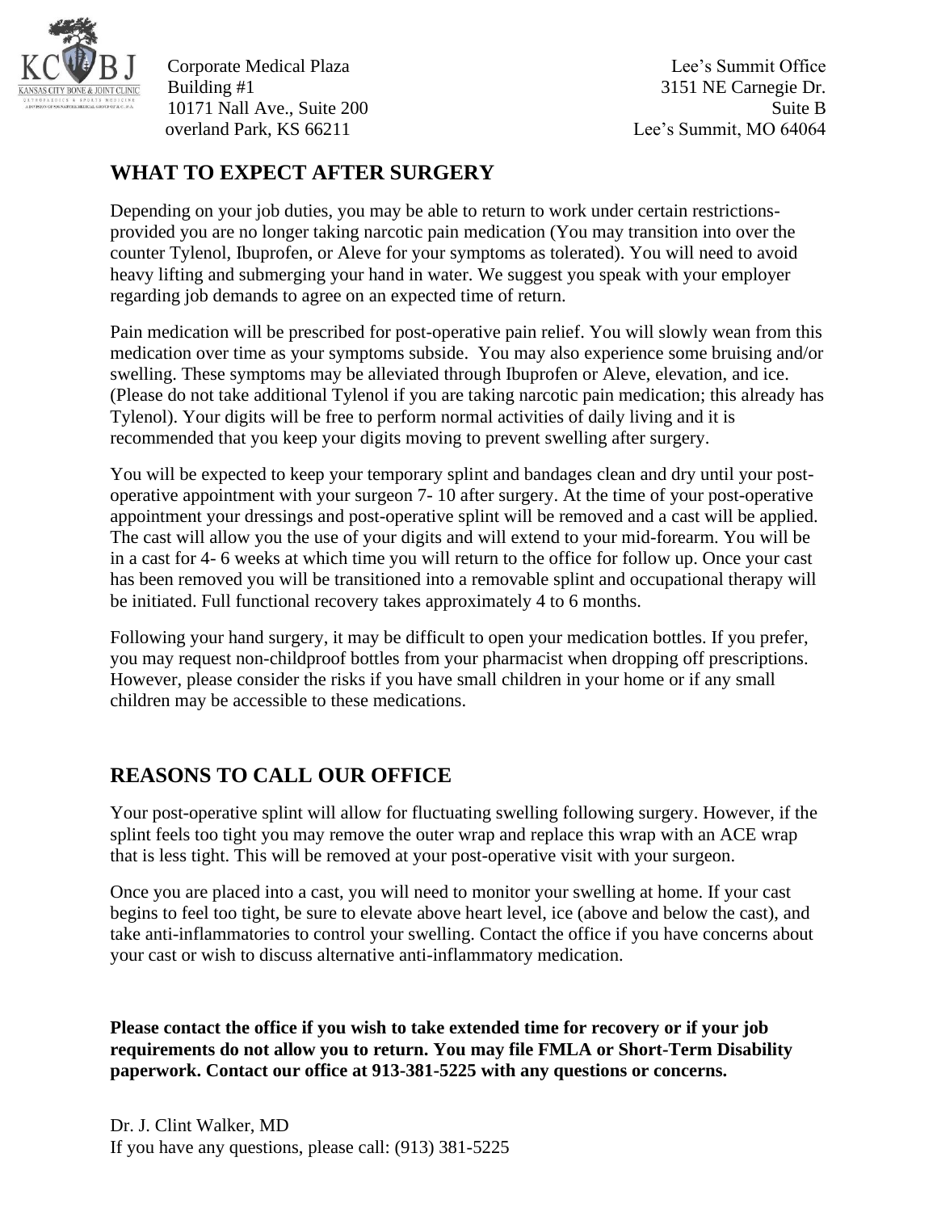Corporate Medical Plaza
Building #1
10171 Nall Ave., Suite 200
overland Park, KS 66211

Lee's Summit Office
3151 NE Carnegie Dr.
Suite B
Lee's Summit, MO 64064

## WHAT TO EXPECT AFTER SURGERY

Depending on your job duties, you may be able to return to work under certain restrictions- provided you are no longer taking narcotic pain medication (You may transition into over the counter Tylenol, Ibuprofen, or Aleve for your symptoms as tolerated). You will need to avoid heavy lifting and submerging your hand in water. We suggest you speak with your employer regarding job demands to agree on an expected time of return.

Pain medication will be prescribed for post-operative pain relief. You will slowly wean from this medication over time as your symptoms subside. You may also experience some bruising and/or swelling. These symptoms may be alleviated through Ibuprofen or Aleve, elevation, and ice. (Please do not take additional Tylenol if you are taking narcotic pain medication; this already has Tylenol). Your digits will be free to perform normal activities of daily living and it is recommended that you keep your digits moving to prevent swelling after surgery.

You will be expected to keep your temporary splint and bandages clean and dry until your post-operative appointment with your surgeon 7- 10 after surgery. At the time of your post-operative appointment your dressings and post-operative splint will be removed and a cast will be applied. The cast will allow you the use of your digits and will extend to your mid-forearm. You will be in a cast for 4- 6 weeks at which time you will return to the office for follow up. Once your cast has been removed you will be transitioned into a removable splint and occupational therapy will be initiated. Full functional recovery takes approximately 4 to 6 months.

Following your hand surgery, it may be difficult to open your medication bottles. If you prefer, you may request non-childproof bottles from your pharmacist when dropping off prescriptions. However, please consider the risks if you have small children in your home or if any small children may be accessible to these medications.

## REASONS TO CALL OUR OFFICE

Your post-operative splint will allow for fluctuating swelling following surgery. However, if the splint feels too tight you may remove the outer wrap and replace this wrap with an ACE wrap that is less tight. This will be removed at your post-operative visit with your surgeon.

Once you are placed into a cast, you will need to monitor your swelling at home. If your cast begins to feel too tight, be sure to elevate above heart level, ice (above and below the cast), and take anti-inflammatories to control your swelling. Contact the office if you have concerns about your cast or wish to discuss alternative anti-inflammatory medication.

**Please contact the office if you wish to take extended time for recovery or if your job requirements do not allow you to return. You may file FMLA or Short-Term Disability paperwork. Contact our office at 913-381-5225 with any questions or concerns.**

Dr. J. Clint Walker, MD
If you have any questions, please call: (913) 381-5225